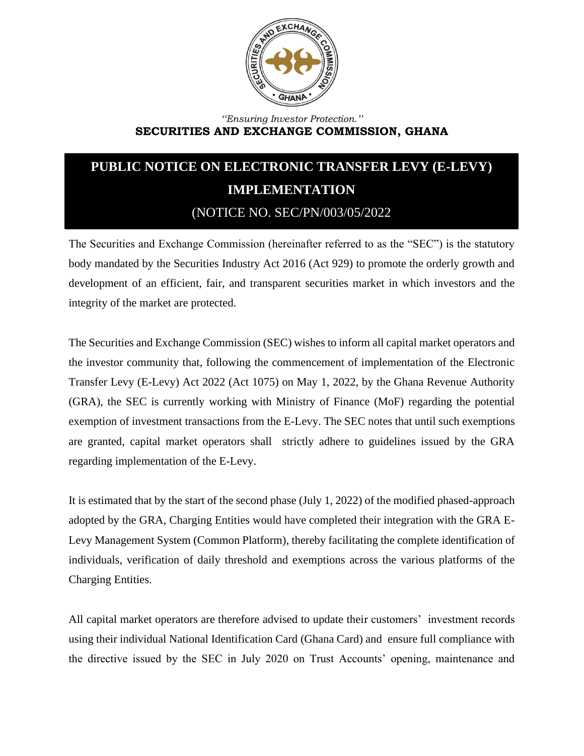*"Ensuring Investor Protection."*

**SECURITIES AND EXCHANGE COMMISSION, GHANA**

# PUBLIC NOTICE ON ELECTRONIC TRANSFER LEVY (E-LEVY) IMPLEMENTATION

(NOTICE NO. SEC/PN/003/05/2022

The Securities and Exchange Commission (hereinafter referred to as the "SEC") is the statutory body mandated by the Securities Industry Act 2016 (Act 929) to promote the orderly growth and development of an efficient, fair, and transparent securities market in which investors and the integrity of the market are protected.

The Securities and Exchange Commission (SEC) wishes to inform all capital market operators and the investor community that, following the commencement of implementation of the Electronic Transfer Levy (E-Levy) Act 2022 (Act 1075) on May 1, 2022, by the Ghana Revenue Authority (GRA), the SEC is currently working with Ministry of Finance (MoF) regarding the potential exemption of investment transactions from the E-Levy. The SEC notes that until such exemptions are granted, capital market operators shall strictly adhere to guidelines issued by the GRA regarding implementation of the E-Levy.

It is estimated that by the start of the second phase (July 1, 2022) of the modified phased-approach adopted by the GRA, Charging Entities would have completed their integration with the GRA E-Levy Management System (Common Platform), thereby facilitating the complete identification of individuals, verification of daily threshold and exemptions across the various platforms of the Charging Entities.

All capital market operators are therefore advised to update their customers' investment records using their individual National Identification Card (Ghana Card) and ensure full compliance with the directive issued by the SEC in July 2020 on Trust Accounts' opening, maintenance and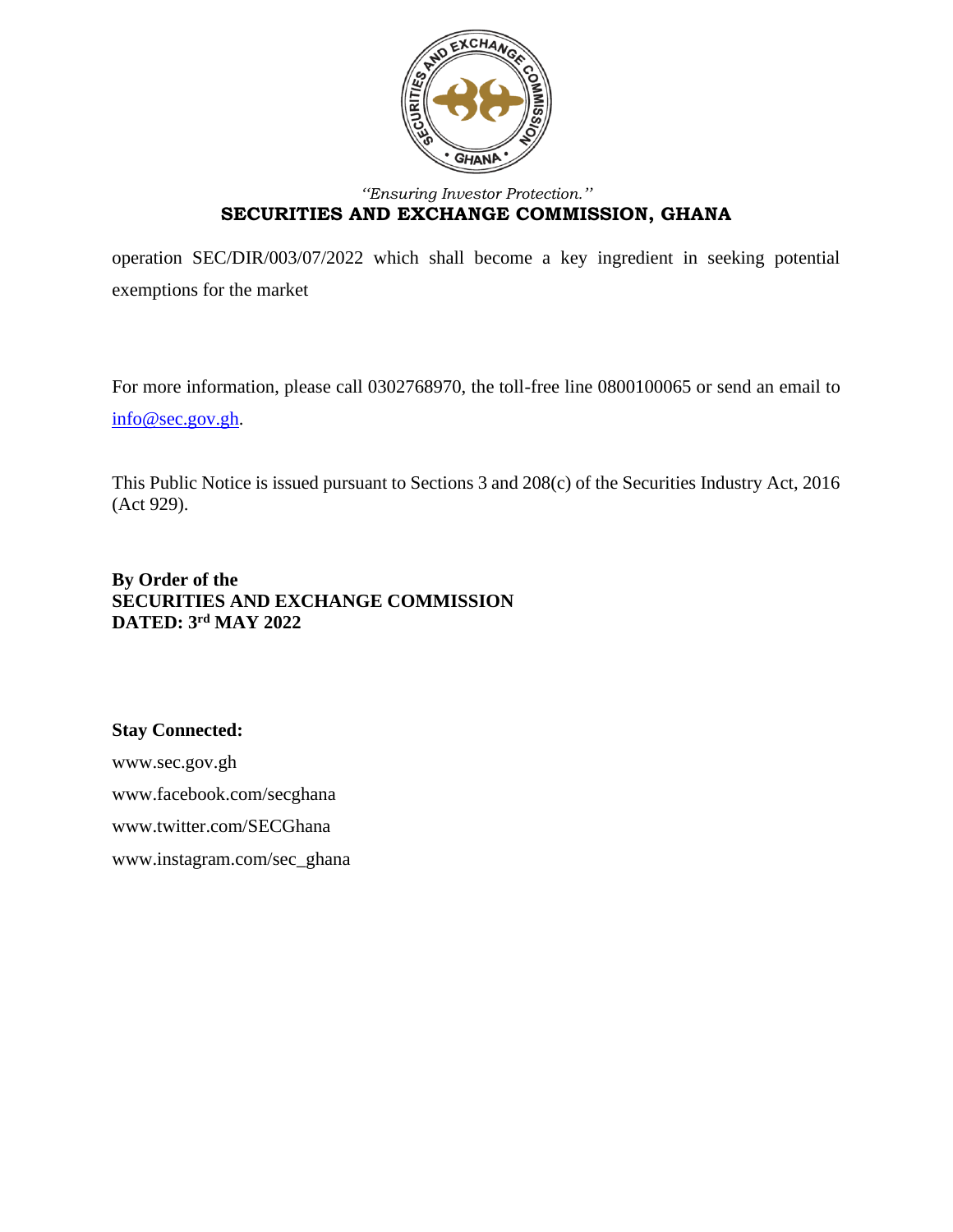*"Ensuring Investor Protection."*
**SECURITIES AND EXCHANGE COMMISSION, GHANA**

operation SEC/DIR/003/07/2022 which shall become a key ingredient in seeking potential exemptions for the market

For more information, please call 0302768970, the toll-free line 0800100065 or send an email to info@sec.gov.gh.

This Public Notice is issued pursuant to Sections 3 and 208(c) of the Securities Industry Act, 2016 (Act 929).

**By Order of the**
**SECURITIES AND EXCHANGE COMMISSION**
**DATED: 3rd MAY 2022**

**Stay Connected:**

www.sec.gov.gh

www.facebook.com/secghana

www.twitter.com/SECGhana

www.instagram.com/sec_ghana